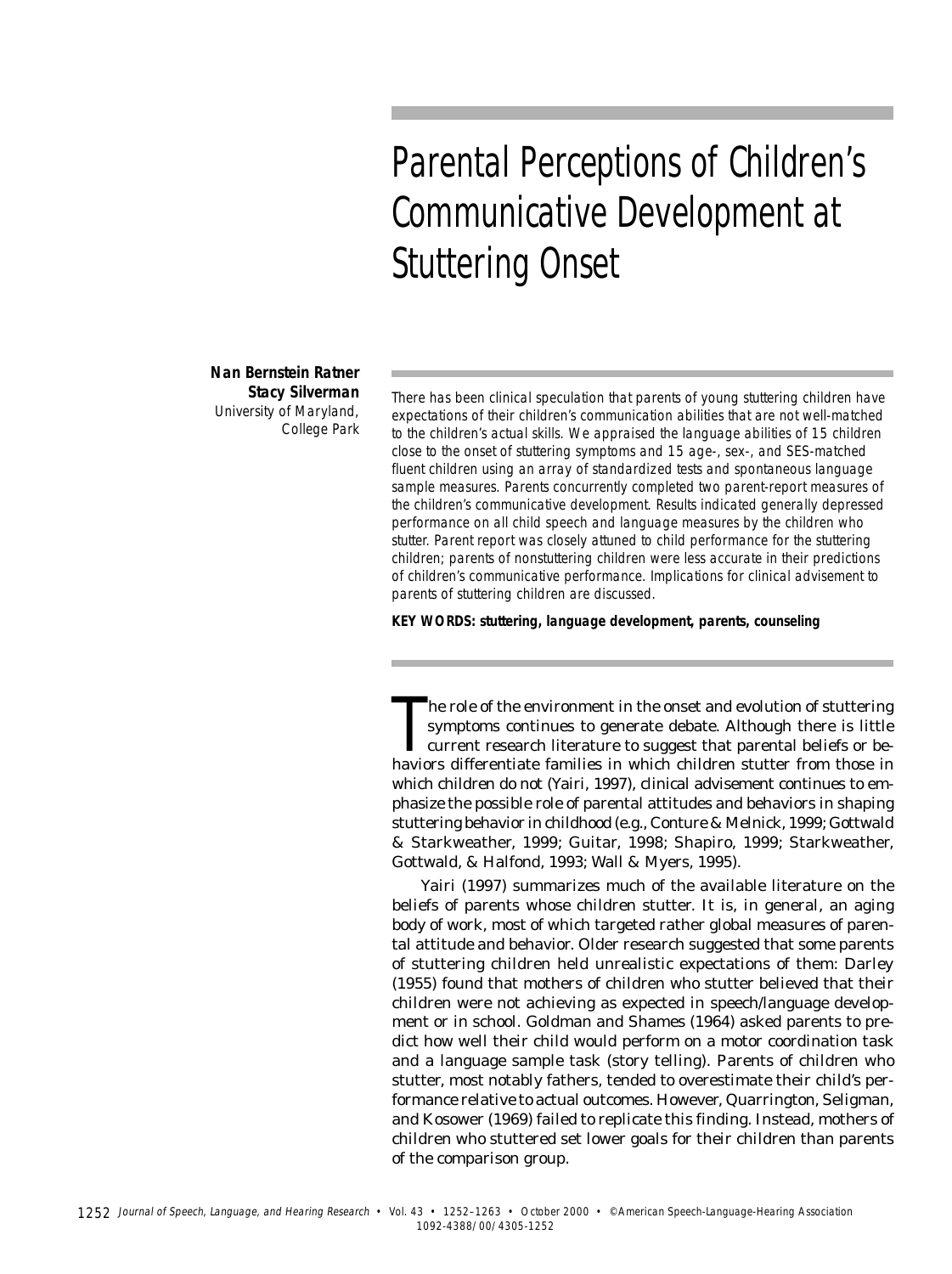# Parental Perceptions of Children's Communicative Development at Stuttering Onset

**Nan Bernstein Ratner**
**Stacy Silverman**
University of Maryland, College Park

*There has been clinical speculation that parents of young stuttering children have expectations of their children's communication abilities that are not well-matched to the children's actual skills. We appraised the language abilities of 15 children close to the onset of stuttering symptoms and 15 age-, sex-, and SES-matched fluent children using an array of standardized tests and spontaneous language sample measures. Parents concurrently completed two parent-report measures of the children's communicative development. Results indicated generally depressed performance on all child speech and language measures by the children who stutter. Parent report was closely attuned to child performance for the stuttering children; parents of nonstuttering children were less accurate in their predictions of children's communicative performance. Implications for clinical advisement to parents of stuttering children are discussed.*

**KEY WORDS: stuttering, language development, parents, counseling**

The role of the environment in the onset and evolution of stuttering symptoms continues to generate debate. Although there is little current research literature to suggest that parental beliefs or behaviors differentiate families in which children stutter from those in which children do not (Yairi, 1997), clinical advisement continues to emphasize the possible role of parental attitudes and behaviors in shaping stuttering behavior in childhood (e.g., Conture & Melnick, 1999; Gottwald & Starkweather, 1999; Guitar, 1998; Shapiro, 1999; Starkweather, Gottwald, & Halfond, 1993; Wall & Myers, 1995).

Yairi (1997) summarizes much of the available literature on the beliefs of parents whose children stutter. It is, in general, an aging body of work, most of which targeted rather global measures of parental attitude and behavior. Older research suggested that some parents of stuttering children held unrealistic expectations of them: Darley (1955) found that mothers of children who stutter believed that their children were not achieving as expected in speech/language development or in school. Goldman and Shames (1964) asked parents to predict how well their child would perform on a motor coordination task and a language sample task (story telling). Parents of children who stutter, most notably fathers, tended to overestimate their child's performance relative to actual outcomes. However, Quarrington, Seligman, and Kosower (1969) failed to replicate this finding. Instead, mothers of children who stuttered set lower goals for their children than parents of the comparison group.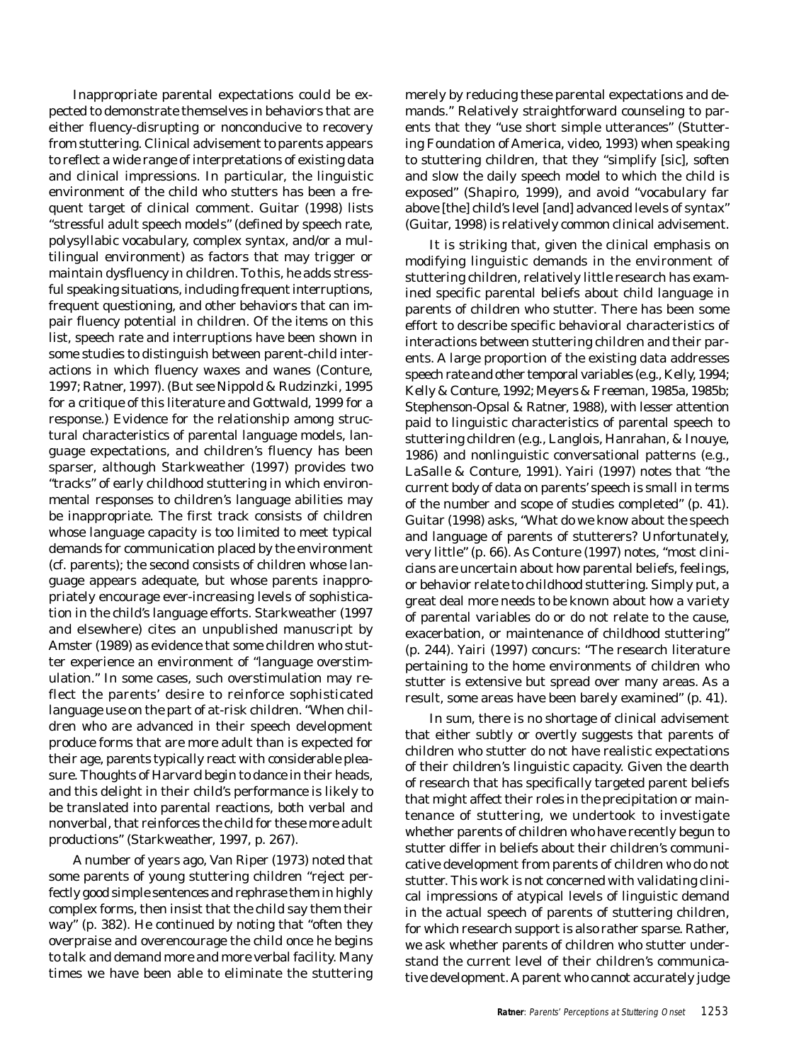Inappropriate parental expectations could be expected to demonstrate themselves in behaviors that are either fluency-disrupting or nonconducive to recovery from stuttering. Clinical advisement to parents appears to reflect a wide range of interpretations of existing data and clinical impressions. In particular, the linguistic environment of the child who stutters has been a frequent target of clinical comment. Guitar (1998) lists "stressful adult speech models" (defined by speech rate, polysyllabic vocabulary, complex syntax, and/or a multilingual environment) as factors that may trigger or maintain dysfluency in children. To this, he adds stressful speaking situations, including frequent interruptions, frequent questioning, and other behaviors that can impair fluency potential in children. Of the items on this list, speech rate and interruptions have been shown in some studies to distinguish between parent-child interactions in which fluency waxes and wanes (Conture, 1997; Ratner, 1997). (But see Nippold & Rudzinzki, 1995 for a critique of this literature and Gottwald, 1999 for a response.) Evidence for the relationship among structural characteristics of parental language models, language expectations, and children's fluency has been sparser, although Starkweather (1997) provides two "tracks" of early childhood stuttering in which environmental responses to children's language abilities may be inappropriate. The first track consists of children whose language capacity is too limited to meet typical demands for communication placed by the environment (cf. parents); the second consists of children whose language appears adequate, but whose parents inappropriately encourage ever-increasing levels of sophistication in the child's language efforts. Starkweather (1997 and elsewhere) cites an unpublished manuscript by Amster (1989) as evidence that some children who stutter experience an environment of "language overstimulation." In some cases, such overstimulation may reflect the parents' desire to reinforce sophisticated language use on the part of at-risk children. "When children who are advanced in their speech development produce forms that are more adult than is expected for their age, parents typically react with considerable pleasure. Thoughts of Harvard begin to dance in their heads, and this delight in their child's performance is likely to be translated into parental reactions, both verbal and nonverbal, that reinforces the child for these more adult productions" (Starkweather, 1997, p. 267).

A number of years ago, Van Riper (1973) noted that some parents of young stuttering children "reject perfectly good simple sentences and rephrase them in highly complex forms, then insist that the child say them their way" (p. 382). He continued by noting that "often they overpraise and overencourage the child once he begins to talk and demand more and more verbal facility. Many times we have been able to eliminate the stuttering merely by reducing these parental expectations and demands." Relatively straightforward counseling to parents that they "use short simple utterances" (Stuttering Foundation of America, video, 1993) when speaking to stuttering children, that they "simplify [sic], soften and slow the daily speech model to which the child is exposed" (Shapiro, 1999), and avoid "vocabulary far above [the] child's level [and] advanced levels of syntax" (Guitar, 1998) is relatively common clinical advisement.

It is striking that, given the clinical emphasis on modifying linguistic demands in the environment of stuttering children, relatively little research has examined specific parental beliefs about child language in parents of children who stutter. There has been some effort to describe specific behavioral characteristics of interactions between stuttering children and their parents. A large proportion of the existing data addresses speech rate and other temporal variables (e.g., Kelly, 1994; Kelly & Conture, 1992; Meyers & Freeman, 1985a, 1985b; Stephenson-Opsal & Ratner, 1988), with lesser attention paid to linguistic characteristics of parental speech to stuttering children (e.g., Langlois, Hanrahan, & Inouye, 1986) and nonlinguistic conversational patterns (e.g., LaSalle & Conture, 1991). Yairi (1997) notes that "the current body of data on parents' speech is small in terms of the number and scope of studies completed" (p. 41). Guitar (1998) asks, "What do we know about the speech and language of parents of stutterers? Unfortunately, very little" (p. 66). As Conture (1997) notes, "most clinicians are uncertain about how parental beliefs, feelings, or behavior relate to childhood stuttering. Simply put, a great deal more needs to be known about how a variety of parental variables do or do not relate to the cause, exacerbation, or maintenance of childhood stuttering" (p. 244). Yairi (1997) concurs: "The research literature pertaining to the home environments of children who stutter is extensive but spread over many areas. As a result, some areas have been barely examined" (p. 41).

In sum, there is no shortage of clinical advisement that either subtly or overtly suggests that parents of children who stutter do not have realistic expectations of their children's linguistic capacity. Given the dearth of research that has specifically targeted parent beliefs that might affect their roles in the precipitation or maintenance of stuttering, we undertook to investigate whether parents of children who have recently begun to stutter differ in beliefs about their children's communicative development from parents of children who do not stutter. This work is not concerned with validating clinical impressions of atypical levels of linguistic demand in the actual speech of parents of stuttering children, for which research support is also rather sparse. Rather, we ask whether parents of children who stutter understand the current level of their children's communicative development. A parent who cannot accurately judge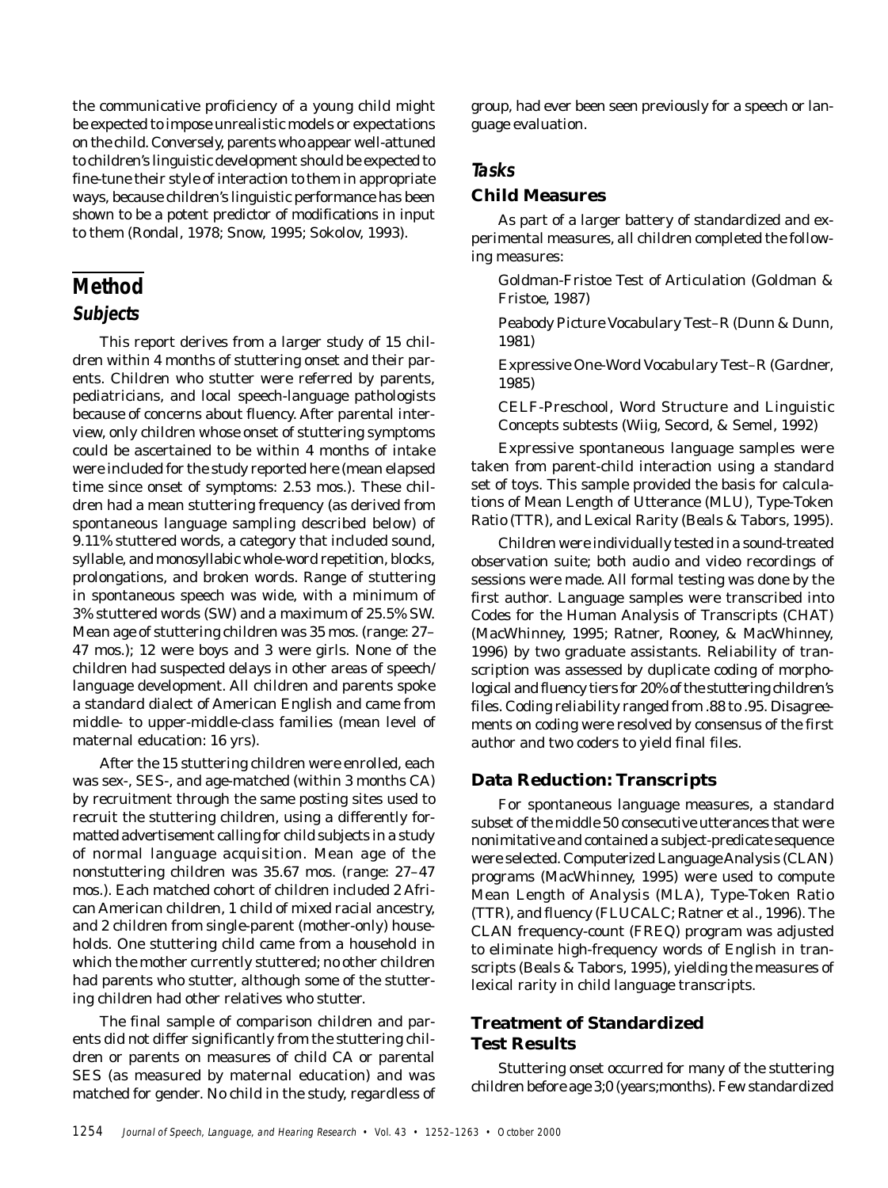the communicative proficiency of a young child might be expected to impose unrealistic models or expectations on the child. Conversely, parents who appear well-attuned to children's linguistic development should be expected to fine-tune their style of interaction to them in appropriate ways, because children's linguistic performance has been shown to be a potent predictor of modifications in input to them (Rondal, 1978; Snow, 1995; Sokolov, 1993).

# Method

## Subjects

This report derives from a larger study of 15 children within 4 months of stuttering onset and their parents. Children who stutter were referred by parents, pediatricians, and local speech-language pathologists because of concerns about fluency. After parental interview, only children whose onset of stuttering symptoms could be ascertained to be within 4 months of intake were included for the study reported here (mean elapsed time since onset of symptoms: 2.53 mos.). These children had a mean stuttering frequency (as derived from spontaneous language sampling described below) of 9.11% stuttered words, a category that included sound, syllable, and monosyllabic whole-word repetition, blocks, prolongations, and broken words. Range of stuttering in spontaneous speech was wide, with a minimum of 3% stuttered words (SW) and a maximum of 25.5% SW. Mean age of stuttering children was 35 mos. (range: 27–47 mos.); 12 were boys and 3 were girls. None of the children had suspected delays in other areas of speech/language development. All children and parents spoke a standard dialect of American English and came from middle- to upper-middle-class families (mean level of maternal education: 16 yrs).

After the 15 stuttering children were enrolled, each was sex-, SES-, and age-matched (within 3 months CA) by recruitment through the same posting sites used to recruit the stuttering children, using a differently formatted advertisement calling for child subjects in a study of normal language acquisition. Mean age of the nonstuttering children was 35.67 mos. (range: 27–47 mos.). Each matched cohort of children included 2 African American children, 1 child of mixed racial ancestry, and 2 children from single-parent (mother-only) households. One stuttering child came from a household in which the mother currently stuttered; no other children had parents who stutter, although some of the stuttering children had other relatives who stutter.

The final sample of comparison children and parents did not differ significantly from the stuttering children or parents on measures of child CA or parental SES (as measured by maternal education) and was matched for gender. No child in the study, regardless of group, had ever been seen previously for a speech or language evaluation.

## Tasks

### Child Measures

As part of a larger battery of standardized and experimental measures, all children completed the following measures:

Goldman-Fristoe Test of Articulation (Goldman & Fristoe, 1987)

Peabody Picture Vocabulary Test–R (Dunn & Dunn, 1981)

Expressive One-Word Vocabulary Test–R (Gardner, 1985)

CELF-Preschool, Word Structure and Linguistic Concepts subtests (Wiig, Secord, & Semel, 1992)

Expressive spontaneous language samples were taken from parent-child interaction using a standard set of toys. This sample provided the basis for calculations of Mean Length of Utterance (MLU), Type-Token Ratio (TTR), and Lexical Rarity (Beals & Tabors, 1995).

Children were individually tested in a sound-treated observation suite; both audio and video recordings of sessions were made. All formal testing was done by the first author. Language samples were transcribed into Codes for the Human Analysis of Transcripts (CHAT) (MacWhinney, 1995; Ratner, Rooney, & MacWhinney, 1996) by two graduate assistants. Reliability of transcription was assessed by duplicate coding of morphological and fluency tiers for 20% of the stuttering children's files. Coding reliability ranged from .88 to .95. Disagreements on coding were resolved by consensus of the first author and two coders to yield final files.

### Data Reduction: Transcripts

For spontaneous language measures, a standard subset of the middle 50 consecutive utterances that were nonimitative and contained a subject-predicate sequence were selected. Computerized Language Analysis (CLAN) programs (MacWhinney, 1995) were used to compute Mean Length of Analysis (MLA), Type-Token Ratio (TTR), and fluency (FLUCALC; Ratner et al., 1996). The CLAN frequency-count (FREQ) program was adjusted to eliminate high-frequency words of English in transcripts (Beals & Tabors, 1995), yielding the measures of lexical rarity in child language transcripts.

### Treatment of Standardized Test Results

Stuttering onset occurred for many of the stuttering children before age 3;0 (years;months). Few standardized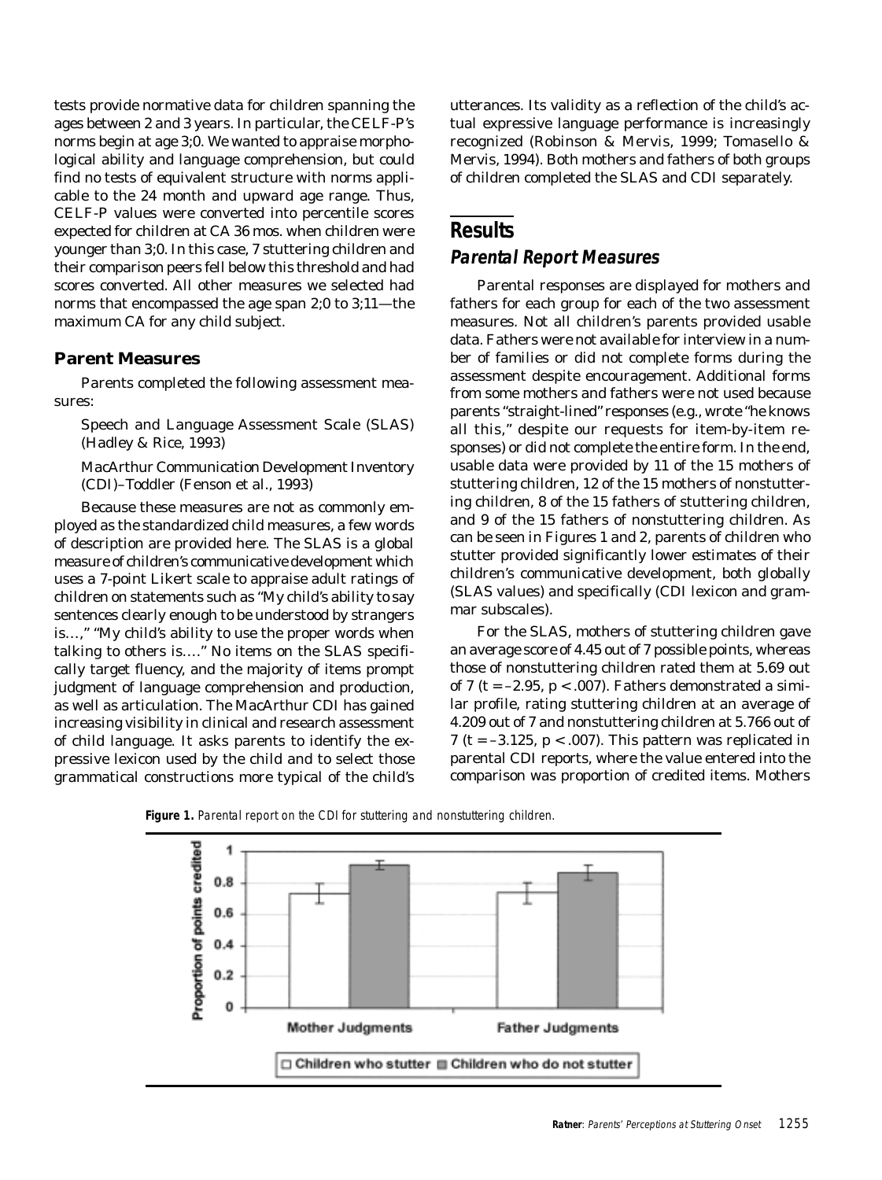tests provide normative data for children spanning the ages between 2 and 3 years. In particular, the CELF-P's norms begin at age 3;0. We wanted to appraise morphological ability and language comprehension, but could find no tests of equivalent structure with norms applicable to the 24 month and upward age range. Thus, CELF-P values were converted into percentile scores expected for children at CA 36 mos. when children were younger than 3;0. In this case, 7 stuttering children and their comparison peers fell below this threshold and had scores converted. All other measures we selected had norms that encompassed the age span 2;0 to 3;11—the maximum CA for any child subject.

### Parent Measures

Parents completed the following assessment measures:

Speech and Language Assessment Scale (SLAS) (Hadley & Rice, 1993)

MacArthur Communication Development Inventory (CDI)–Toddler (Fenson et al., 1993)

Because these measures are not as commonly employed as the standardized child measures, a few words of description are provided here. The SLAS is a global measure of children's communicative development which uses a 7-point Likert scale to appraise adult ratings of children on statements such as "My child's ability to say sentences clearly enough to be understood by strangers is…," "My child's ability to use the proper words when talking to others is…." No items on the SLAS specifically target fluency, and the majority of items prompt judgment of language comprehension and production, as well as articulation. The MacArthur CDI has gained increasing visibility in clinical and research assessment of child language. It asks parents to identify the expressive lexicon used by the child and to select those grammatical constructions more typical of the child's utterances. Its validity as a reflection of the child's actual expressive language performance is increasingly recognized (Robinson & Mervis, 1999; Tomasello & Mervis, 1994). Both mothers and fathers of both groups of children completed the SLAS and CDI separately.

## Results

### Parental Report Measures

Parental responses are displayed for mothers and fathers for each group for each of the two assessment measures. Not all children's parents provided usable data. Fathers were not available for interview in a number of families or did not complete forms during the assessment despite encouragement. Additional forms from some mothers and fathers were not used because parents "straight-lined" responses (e.g., wrote "he knows all this," despite our requests for item-by-item responses) or did not complete the entire form. In the end, usable data were provided by 11 of the 15 mothers of stuttering children, 12 of the 15 mothers of nonstuttering children, 8 of the 15 fathers of stuttering children, and 9 of the 15 fathers of nonstuttering children. As can be seen in Figures 1 and 2, parents of children who stutter provided significantly lower estimates of their children's communicative development, both globally (SLAS values) and specifically (CDI lexicon and grammar subscales).

For the SLAS, mothers of stuttering children gave an average score of 4.45 out of 7 possible points, whereas those of nonstuttering children rated them at 5.69 out of 7 ($t = -2.95$, $p < .007$). Fathers demonstrated a similar profile, rating stuttering children at an average of 4.209 out of 7 and nonstuttering children at 5.766 out of 7 ($t = -3.125$, $p < .007$). This pattern was replicated in parental CDI reports, where the value entered into the comparison was proportion of credited items. Mothers

**Figure 1.** *Parental report on the CDI for stuttering and nonstuttering children.*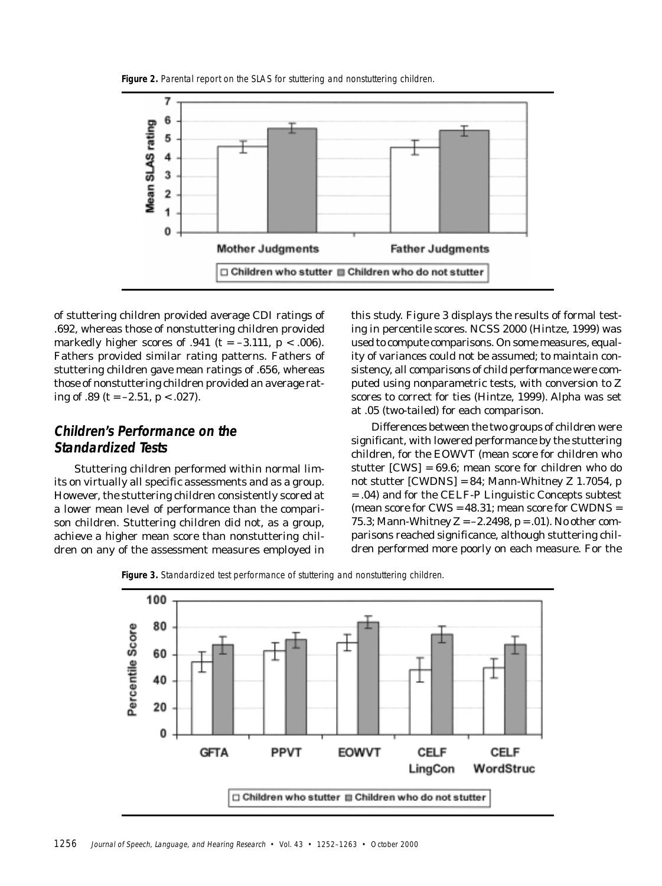**Figure 2.** Parental report on the SLAS for stuttering and nonstuttering children.

of stuttering children provided average CDI ratings of .692, whereas those of nonstuttering children provided markedly higher scores of .941 ($t = -3.111$, $p < .006$). Fathers provided similar rating patterns. Fathers of stuttering children gave mean ratings of .656, whereas those of nonstuttering children provided an average rating of .89 ($t = -2.51$, $p < .027$).

## Children's Performance on the Standardized Tests

Stuttering children performed within normal limits on virtually all specific assessments and as a group. However, the stuttering children consistently scored at a lower mean level of performance than the comparison children. Stuttering children did not, as a group, achieve a higher mean score than nonstuttering children on any of the assessment measures employed in this study. Figure 3 displays the results of formal testing in percentile scores. NCSS 2000 (Hintze, 1999) was used to compute comparisons. On some measures, equality of variances could not be assumed; to maintain consistency, all comparisons of child performance were computed using nonparametric tests, with conversion to Z scores to correct for ties (Hintze, 1999). Alpha was set at .05 (two-tailed) for each comparison.

Differences between the two groups of children were significant, with lowered performance by the stuttering children, for the EOWVT (mean score for children who stutter [CWS] = 69.6; mean score for children who do not stutter [CWDNS] = 84; Mann-Whitney Z 1.7054, $p = .04$) and for the CELF-P Linguistic Concepts subtest (mean score for CWS = 48.31; mean score for CWDNS = 75.3; Mann-Whitney $Z = -2.2498$, $p = .01$). No other comparisons reached significance, although stuttering children performed more poorly on each measure. For the

**Figure 3.** Standardized test performance of stuttering and nonstuttering children.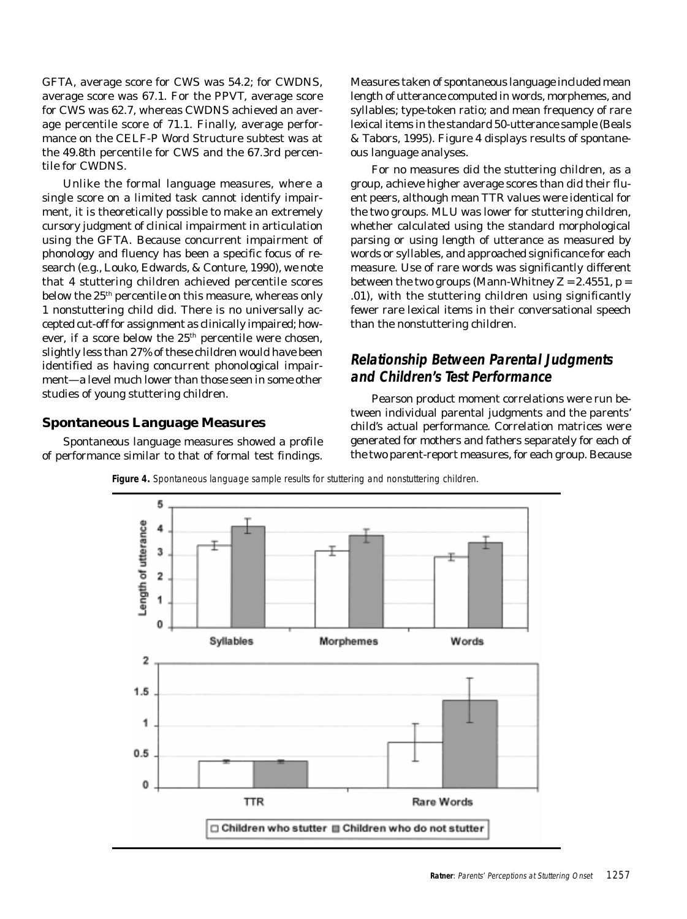GFTA, average score for CWS was 54.2; for CWDNS, average score was 67.1. For the PPVT, average score for CWS was 62.7, whereas CWDNS achieved an average percentile score of 71.1. Finally, average performance on the CELF-P Word Structure subtest was at the 49.8th percentile for CWS and the 67.3rd percentile for CWDNS.

Unlike the formal language measures, where a single score on a limited task cannot identify impairment, it is theoretically possible to make an extremely cursory judgment of clinical impairment in articulation using the GFTA. Because concurrent impairment of phonology and fluency has been a specific focus of research (e.g., Louko, Edwards, & Conture, 1990), we note that 4 stuttering children achieved percentile scores below the 25th percentile on this measure, whereas only 1 nonstuttering child did. There is no universally accepted cut-off for assignment as clinically impaired; however, if a score below the 25th percentile were chosen, slightly less than 27% of these children would have been identified as having concurrent phonological impairment—a level much lower than those seen in some other studies of young stuttering children.

### Spontaneous Language Measures

Spontaneous language measures showed a profile of performance similar to that of formal test findings. Measures taken of spontaneous language included mean length of utterance computed in words, morphemes, and syllables; type-token ratio; and mean frequency of rare lexical items in the standard 50-utterance sample (Beals & Tabors, 1995). Figure 4 displays results of spontaneous language analyses.

For no measures did the stuttering children, as a group, achieve higher average scores than did their fluent peers, although mean TTR values were identical for the two groups. MLU was lower for stuttering children, whether calculated using the standard morphological parsing or using length of utterance as measured by words or syllables, and approached significance for each measure. Use of rare words was significantly different between the two groups (Mann-Whitney $Z = 2.4551$, $p = .01$), with the stuttering children using significantly fewer rare lexical items in their conversational speech than the nonstuttering children.

### Relationship Between Parental Judgments and Children's Test Performance

Pearson product moment correlations were run between individual parental judgments and the parents' child's actual performance. Correlation matrices were generated for mothers and fathers separately for each of the two parent-report measures, for each group. Because

**Figure 4.** Spontaneous language sample results for stuttering and nonstuttering children.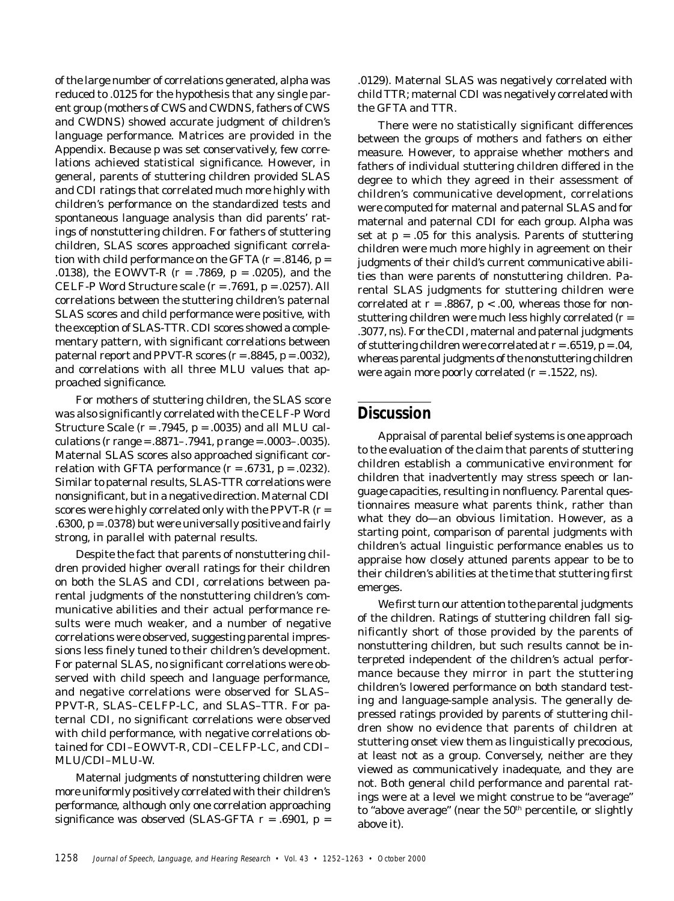of the large number of correlations generated, alpha was reduced to .0125 for the hypothesis that any single parent group (mothers of CWS and CWDNS, fathers of CWS and CWDNS) showed accurate judgment of children's language performance. Matrices are provided in the Appendix. Because $p$ was set conservatively, few correlations achieved statistical significance. However, in general, parents of stuttering children provided SLAS and CDI ratings that correlated much more highly with children's performance on the standardized tests and spontaneous language analysis than did parents' ratings of nonstuttering children. For fathers of stuttering children, SLAS scores approached significant correlation with child performance on the GFTA ($r = .8146$, $p = .0138$), the EOWVT-R ($r = .7869$, $p = .0205$), and the CELF-P Word Structure scale ($r = .7691$, $p = .0257$). All correlations between the stuttering children's paternal SLAS scores and child performance were positive, with the exception of SLAS-TTR. CDI scores showed a complementary pattern, with significant correlations between paternal report and PPVT-R scores ($r = .8845$, $p = .0032$), and correlations with all three MLU values that approached significance.

For mothers of stuttering children, the SLAS score was also significantly correlated with the CELF-P Word Structure Scale ($r = .7945$, $p = .0035$) and all MLU calculations ($r$ range = .8871–.7941, $p$ range = .0003–.0035). Maternal SLAS scores also approached significant correlation with GFTA performance ($r = .6731$, $p = .0232$). Similar to paternal results, SLAS-TTR correlations were nonsignificant, but in a negative direction. Maternal CDI scores were highly correlated only with the PPVT-R ($r = .6300$, $p = .0378$) but were universally positive and fairly strong, in parallel with paternal results.

Despite the fact that parents of nonstuttering children provided higher overall ratings for their children on both the SLAS and CDI, correlations between parental judgments of the nonstuttering children's communicative abilities and their actual performance results were much weaker, and a number of negative correlations were observed, suggesting parental impressions less finely tuned to their children's development. For paternal SLAS, no significant correlations were observed with child speech and language performance, and negative correlations were observed for SLAS–PPVT-R, SLAS–CELFP-LC, and SLAS–TTR. For paternal CDI, no significant correlations were observed with child performance, with negative correlations obtained for CDI–EOWVT-R, CDI–CELFP-LC, and CDI–MLU/CDI–MLU-W.

Maternal judgments of nonstuttering children were more uniformly positively correlated with their children's performance, although only one correlation approaching significance was observed (SLAS-GFTA $r = .6901$, $p = .0129$). Maternal SLAS was negatively correlated with child TTR; maternal CDI was negatively correlated with the GFTA and TTR.

There were no statistically significant differences between the groups of mothers and fathers on either measure. However, to appraise whether mothers and fathers of individual stuttering children differed in the degree to which they agreed in their assessment of children's communicative development, correlations were computed for maternal and paternal SLAS and for maternal and paternal CDI for each group. Alpha was set at $p = .05$ for this analysis. Parents of stuttering children were much more highly in agreement on their judgments of their child's current communicative abilities than were parents of nonstuttering children. Parental SLAS judgments for stuttering children were correlated at $r = .8867$, $p < .00$, whereas those for nonstuttering children were much less highly correlated ($r = .3077$, ns). For the CDI, maternal and paternal judgments of stuttering children were correlated at $r = .6519$, $p = .04$, whereas parental judgments of the nonstuttering children were again more poorly correlated ($r = .1522$, ns).

## Discussion

Appraisal of parental belief systems is one approach to the evaluation of the claim that parents of stuttering children establish a communicative environment for children that inadvertently may stress speech or language capacities, resulting in nonfluency. Parental questionnaires measure what parents think, rather than what they do—an obvious limitation. However, as a starting point, comparison of parental judgments with children's actual linguistic performance enables us to appraise how closely attuned parents appear to be to their children's abilities at the time that stuttering first emerges.

We first turn our attention to the parental judgments of the children. Ratings of stuttering children fall significantly short of those provided by the parents of nonstuttering children, but such results cannot be interpreted independent of the children's actual performance because they mirror in part the stuttering children's lowered performance on both standard testing and language-sample analysis. The generally depressed ratings provided by parents of stuttering children show no evidence that parents of children at stuttering onset view them as linguistically precocious, at least not as a group. Conversely, neither are they viewed as communicatively inadequate, and they are not. Both general child performance and parental ratings were at a level we might construe to be "average" to "above average" (near the 50th percentile, or slightly above it).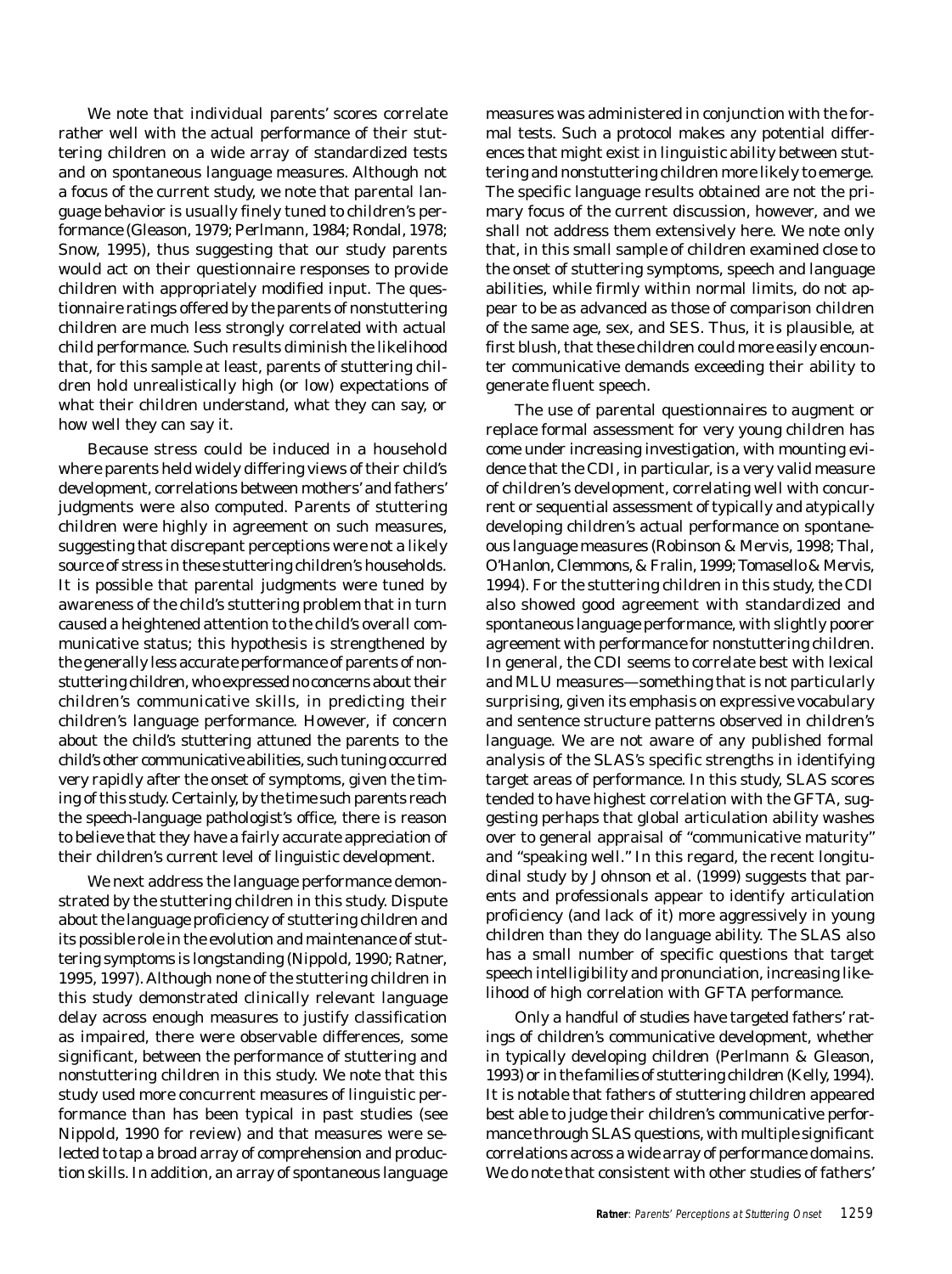We note that individual parents' scores correlate rather well with the actual performance of their stuttering children on a wide array of standardized tests and on spontaneous language measures. Although not a focus of the current study, we note that parental language behavior is usually finely tuned to children's performance (Gleason, 1979; Perlmann, 1984; Rondal, 1978; Snow, 1995), thus suggesting that our study parents would act on their questionnaire responses to provide children with appropriately modified input. The questionnaire ratings offered by the parents of nonstuttering children are much less strongly correlated with actual child performance. Such results diminish the likelihood that, for this sample at least, parents of stuttering children hold unrealistically high (or low) expectations of what their children understand, what they can say, or how well they can say it.

Because stress could be induced in a household where parents held widely differing views of their child's development, correlations between mothers' and fathers' judgments were also computed. Parents of stuttering children were highly in agreement on such measures, suggesting that discrepant perceptions were not a likely source of stress in these stuttering children's households. It is possible that parental judgments were tuned by awareness of the child's stuttering problem that in turn caused a heightened attention to the child's overall communicative status; this hypothesis is strengthened by the generally less accurate performance of parents of nonstuttering children, who expressed no concerns about their children's communicative skills, in predicting their children's language performance. However, if concern about the child's stuttering attuned the parents to the child's other communicative abilities, such tuning occurred very rapidly after the onset of symptoms, given the timing of this study. Certainly, by the time such parents reach the speech-language pathologist's office, there is reason to believe that they have a fairly accurate appreciation of their children's current level of linguistic development.

We next address the language performance demonstrated by the stuttering children in this study. Dispute about the language proficiency of stuttering children and its possible role in the evolution and maintenance of stuttering symptoms is longstanding (Nippold, 1990; Ratner, 1995, 1997). Although none of the stuttering children in this study demonstrated clinically relevant language delay across enough measures to justify classification as impaired, there were observable differences, some significant, between the performance of stuttering and nonstuttering children in this study. We note that this study used more concurrent measures of linguistic performance than has been typical in past studies (see Nippold, 1990 for review) and that measures were selected to tap a broad array of comprehension and production skills. In addition, an array of spontaneous language measures was administered in conjunction with the formal tests. Such a protocol makes any potential differences that might exist in linguistic ability between stuttering and nonstuttering children more likely to emerge. The specific language results obtained are not the primary focus of the current discussion, however, and we shall not address them extensively here. We note only that, in this small sample of children examined close to the onset of stuttering symptoms, speech and language abilities, while firmly within normal limits, do not appear to be as advanced as those of comparison children of the same age, sex, and SES. Thus, it is plausible, at first blush, that these children could more easily encounter communicative demands exceeding their ability to generate fluent speech.

The use of parental questionnaires to augment or replace formal assessment for very young children has come under increasing investigation, with mounting evidence that the CDI, in particular, is a very valid measure of children's development, correlating well with concurrent or sequential assessment of typically and atypically developing children's actual performance on spontaneous language measures (Robinson & Mervis, 1998; Thal, O'Hanlon, Clemmons, & Fralin, 1999; Tomasello & Mervis, 1994). For the stuttering children in this study, the CDI also showed good agreement with standardized and spontaneous language performance, with slightly poorer agreement with performance for nonstuttering children. In general, the CDI seems to correlate best with lexical and MLU measures—something that is not particularly surprising, given its emphasis on expressive vocabulary and sentence structure patterns observed in children's language. We are not aware of any published formal analysis of the SLAS's specific strengths in identifying target areas of performance. In this study, SLAS scores tended to have highest correlation with the GFTA, suggesting perhaps that global articulation ability washes over to general appraisal of "communicative maturity" and "speaking well." In this regard, the recent longitudinal study by Johnson et al. (1999) suggests that parents and professionals appear to identify articulation proficiency (and lack of it) more aggressively in young children than they do language ability. The SLAS also has a small number of specific questions that target speech intelligibility and pronunciation, increasing likelihood of high correlation with GFTA performance.

Only a handful of studies have targeted fathers' ratings of children's communicative development, whether in typically developing children (Perlmann & Gleason, 1993) or in the families of stuttering children (Kelly, 1994). It is notable that fathers of stuttering children appeared best able to judge their children's communicative performance through SLAS questions, with multiple significant correlations across a wide array of performance domains. We do note that consistent with other studies of fathers'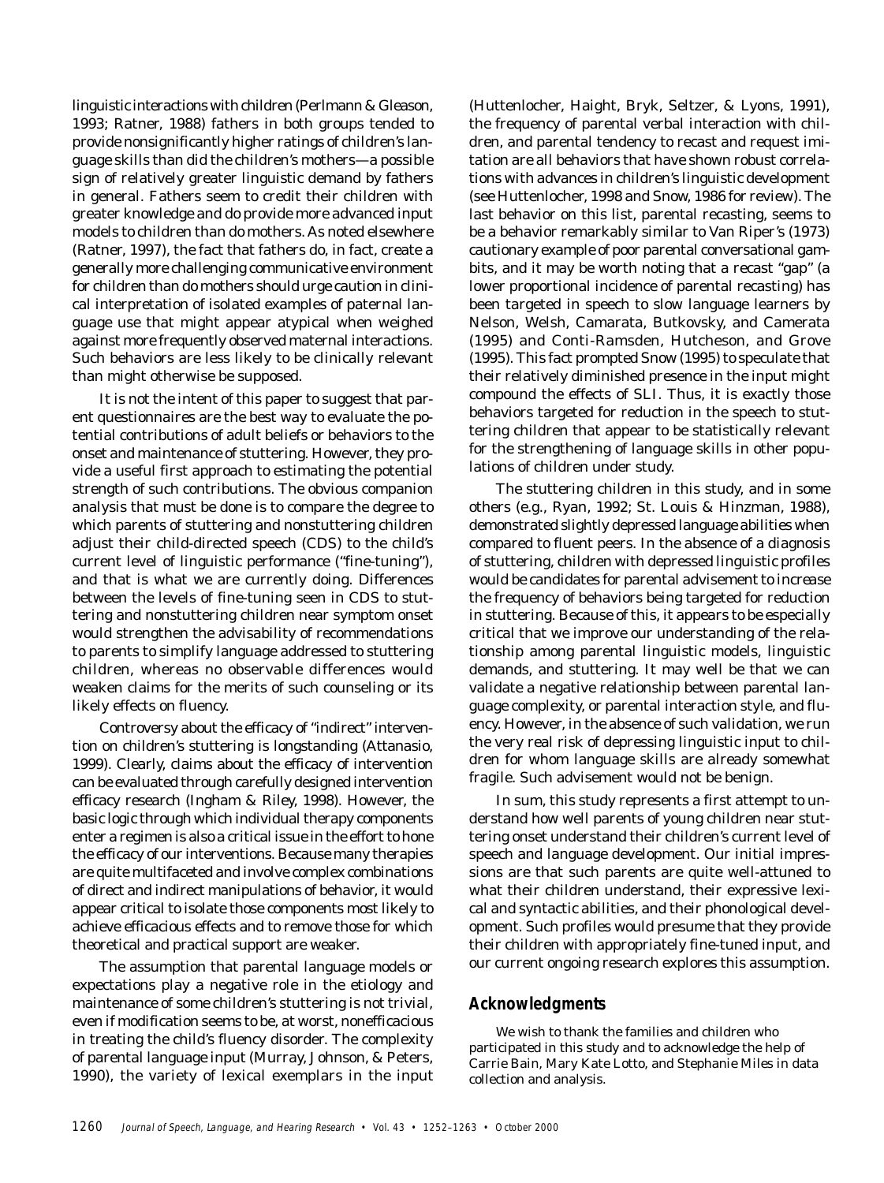linguistic interactions with children (Perlmann & Gleason, 1993; Ratner, 1988) fathers in both groups tended to provide nonsignificantly higher ratings of children's language skills than did the children's mothers—a possible sign of relatively greater linguistic demand by fathers in general. Fathers seem to credit their children with greater knowledge and do provide more advanced input models to children than do mothers. As noted elsewhere (Ratner, 1997), the fact that fathers do, in fact, create a generally more challenging communicative environment for children than do mothers should urge caution in clinical interpretation of isolated examples of paternal language use that might appear atypical when weighed against more frequently observed maternal interactions. Such behaviors are less likely to be clinically relevant than might otherwise be supposed.

It is not the intent of this paper to suggest that parent questionnaires are the best way to evaluate the potential contributions of adult beliefs or behaviors to the onset and maintenance of stuttering. However, they provide a useful first approach to estimating the potential strength of such contributions. The obvious companion analysis that must be done is to compare the degree to which parents of stuttering and nonstuttering children adjust their child-directed speech (CDS) to the child's current level of linguistic performance ("fine-tuning"), and that is what we are currently doing. Differences between the levels of fine-tuning seen in CDS to stuttering and nonstuttering children near symptom onset would strengthen the advisability of recommendations to parents to simplify language addressed to stuttering children, whereas no observable differences would weaken claims for the merits of such counseling or its likely effects on fluency.

Controversy about the efficacy of "indirect" intervention on children's stuttering is longstanding (Attanasio, 1999). Clearly, claims about the efficacy of intervention can be evaluated through carefully designed intervention efficacy research (Ingham & Riley, 1998). However, the basic logic through which individual therapy components enter a regimen is also a critical issue in the effort to hone the efficacy of our interventions. Because many therapies are quite multifaceted and involve complex combinations of direct and indirect manipulations of behavior, it would appear critical to isolate those components most likely to achieve efficacious effects and to remove those for which theoretical and practical support are weaker.

The assumption that parental language models or expectations play a negative role in the etiology and maintenance of some children's stuttering is not trivial, even if modification seems to be, at worst, nonefficacious in treating the child's fluency disorder. The complexity of parental language input (Murray, Johnson, & Peters, 1990), the variety of lexical exemplars in the input (Huttenlocher, Haight, Bryk, Seltzer, & Lyons, 1991), the frequency of parental verbal interaction with children, and parental tendency to recast and request imitation are all behaviors that have shown robust correlations with advances in children's linguistic development (see Huttenlocher, 1998 and Snow, 1986 for review). The last behavior on this list, parental recasting, seems to be a behavior remarkably similar to Van Riper's (1973) cautionary example of poor parental conversational gambits, and it may be worth noting that a recast "gap" (a lower proportional incidence of parental recasting) has been targeted in speech to slow language learners by Nelson, Welsh, Camarata, Butkovsky, and Camerata (1995) and Conti-Ramsden, Hutcheson, and Grove (1995). This fact prompted Snow (1995) to speculate that their relatively diminished presence in the input might compound the effects of SLI. Thus, it is exactly those behaviors targeted for reduction in the speech to stuttering children that appear to be statistically relevant for the strengthening of language skills in other populations of children under study.

The stuttering children in this study, and in some others (e.g., Ryan, 1992; St. Louis & Hinzman, 1988), demonstrated slightly depressed language abilities when compared to fluent peers. In the absence of a diagnosis of stuttering, children with depressed linguistic profiles would be candidates for parental advisement to *increase* the frequency of behaviors being targeted for reduction in stuttering. Because of this, it appears to be especially critical that we improve our understanding of the relationship among parental linguistic models, linguistic demands, and stuttering. It may well be that we can validate a negative relationship between parental language complexity, or parental interaction style, and fluency. However, in the absence of such validation, we run the very real risk of depressing linguistic input to children for whom language skills are already somewhat fragile. Such advisement would not be benign.

In sum, this study represents a first attempt to understand how well parents of young children near stuttering onset understand their children's current level of speech and language development. Our initial impressions are that such parents are quite well-attuned to what their children understand, their expressive lexical and syntactic abilities, and their phonological development. Such profiles would presume that they provide their children with appropriately fine-tuned input, and our current ongoing research explores this assumption.

## Acknowledgments

We wish to thank the families and children who participated in this study and to acknowledge the help of Carrie Bain, Mary Kate Lotto, and Stephanie Miles in data collection and analysis.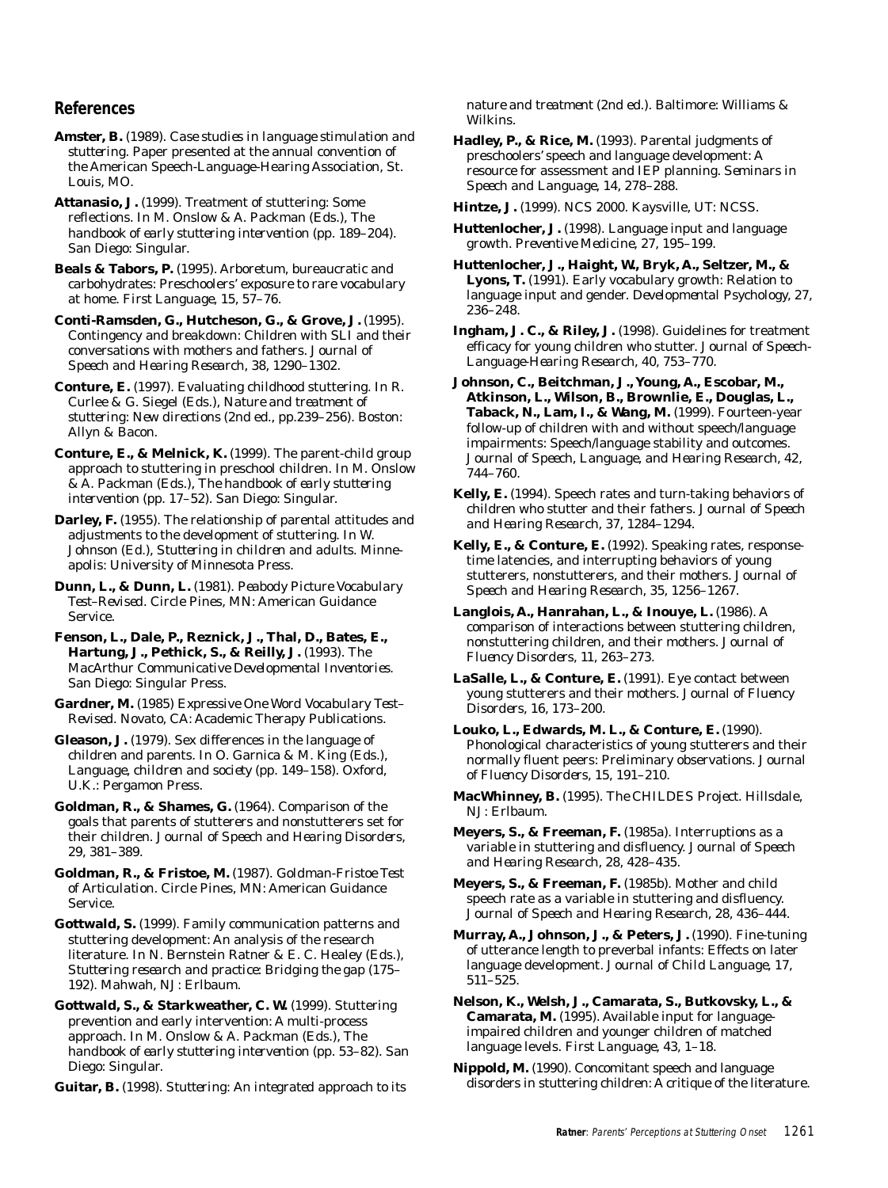## References

**Amster, B.** (1989). *Case studies in language stimulation and stuttering.* Paper presented at the annual convention of the American Speech-Language-Hearing Association, St. Louis, MO.

**Attanasio, J.** (1999). Treatment of stuttering: Some reflections. In M. Onslow & A. Packman (Eds.), *The handbook of early stuttering intervention* (pp. 189–204). San Diego: Singular.

**Beals & Tabors, P.** (1995). Arboretum, bureaucratic and carbohydrates: Preschoolers' exposure to rare vocabulary at home. *First Language, 15,* 57–76.

**Conti-Ramsden, G., Hutcheson, G., & Grove, J.** (1995). Contingency and breakdown: Children with SLI and their conversations with mothers and fathers. *Journal of Speech and Hearing Research, 38,* 1290–1302.

**Conture, E.** (1997). Evaluating childhood stuttering. In R. Curlee & G. Siegel (Eds.), *Nature and treatment of stuttering: New directions* (2nd ed., pp.239–256). Boston: Allyn & Bacon.

**Conture, E., & Melnick, K.** (1999). The parent-child group approach to stuttering in preschool children. In M. Onslow & A. Packman (Eds.), *The handbook of early stuttering intervention* (pp. 17–52). San Diego: Singular.

**Darley, F.** (1955). The relationship of parental attitudes and adjustments to the development of stuttering. In W. Johnson (Ed.), *Stuttering in children and adults.* Minneapolis: University of Minnesota Press.

**Dunn, L., & Dunn, L.** (1981). *Peabody Picture Vocabulary Test–Revised.* Circle Pines, MN: American Guidance Service.

**Fenson, L., Dale, P., Reznick, J., Thal, D., Bates, E., Hartung, J., Pethick, S., & Reilly, J.** (1993). *The MacArthur Communicative Developmental Inventories.* San Diego: Singular Press.

**Gardner, M.** (1985) *Expressive One Word Vocabulary Test–Revised.* Novato, CA: Academic Therapy Publications.

**Gleason, J.** (1979). Sex differences in the language of children and parents. In O. Garnica & M. King (Eds.), *Language, children and society* (pp. 149–158). Oxford, U.K.: Pergamon Press.

**Goldman, R., & Shames, G.** (1964). Comparison of the goals that parents of stutterers and nonstutterers set for their children. *Journal of Speech and Hearing Disorders, 29,* 381–389.

**Goldman, R., & Fristoe, M.** (1987). *Goldman-Fristoe Test of Articulation.* Circle Pines, MN: American Guidance Service.

**Gottwald, S.** (1999). Family communication patterns and stuttering development: An analysis of the research literature. In N. Bernstein Ratner & E. C. Healey (Eds.), *Stuttering research and practice: Bridging the gap* (175–192). Mahwah, NJ: Erlbaum.

**Gottwald, S., & Starkweather, C. W.** (1999). Stuttering prevention and early intervention: A multi-process approach. In M. Onslow & A. Packman (Eds.), *The handbook of early stuttering intervention* (pp. 53–82). San Diego: Singular.

**Guitar, B.** (1998). *Stuttering: An integrated approach to its nature and treatment* (2nd ed.). Baltimore: Williams & Wilkins.

**Hadley, P., & Rice, M.** (1993). Parental judgments of preschoolers' speech and language development: A resource for assessment and IEP planning. *Seminars in Speech and Language, 14,* 278–288.

**Hintze, J.** (1999). *NCS 2000.* Kaysville, UT: NCSS.

**Huttenlocher, J.** (1998). Language input and language growth. *Preventive Medicine, 27,* 195–199.

**Huttenlocher, J., Haight, W., Bryk, A., Seltzer, M., & Lyons, T.** (1991). Early vocabulary growth: Relation to language input and gender. *Developmental Psychology, 27,* 236–248.

**Ingham, J. C., & Riley, J.** (1998). Guidelines for treatment efficacy for young children who stutter. *Journal of Speech-Language-Hearing Research, 40,* 753–770.

**Johnson, C., Beitchman, J., Young, A., Escobar, M., Atkinson, L., Wilson, B., Brownlie, E., Douglas, L., Taback, N., Lam, I., & Wang, M.** (1999). Fourteen-year follow-up of children with and without speech/language impairments: Speech/language stability and outcomes. *Journal of Speech, Language, and Hearing Research, 42,* 744–760.

**Kelly, E.** (1994). Speech rates and turn-taking behaviors of children who stutter and their fathers. *Journal of Speech and Hearing Research, 37,* 1284–1294.

**Kelly, E., & Conture, E.** (1992). Speaking rates, response-time latencies, and interrupting behaviors of young stutterers, nonstutterers, and their mothers. *Journal of Speech and Hearing Research, 35,* 1256–1267.

**Langlois, A., Hanrahan, L., & Inouye, L.** (1986). A comparison of interactions between stuttering children, nonstuttering children, and their mothers. *Journal of Fluency Disorders, 11,* 263–273.

**LaSalle, L., & Conture, E.** (1991). Eye contact between young stutterers and their mothers. *Journal of Fluency Disorders, 16,* 173–200.

**Louko, L., Edwards, M. L., & Conture, E.** (1990). Phonological characteristics of young stutterers and their normally fluent peers: Preliminary observations. *Journal of Fluency Disorders, 15,* 191–210.

**MacWhinney, B.** (1995). *The CHILDES Project.* Hillsdale, NJ: Erlbaum.

**Meyers, S., & Freeman, F.** (1985a). Interruptions as a variable in stuttering and disfluency. *Journal of Speech and Hearing Research, 28,* 428–435.

**Meyers, S., & Freeman, F.** (1985b). Mother and child speech rate as a variable in stuttering and disfluency. *Journal of Speech and Hearing Research, 28,* 436–444.

**Murray, A., Johnson, J., & Peters, J.** (1990). Fine-tuning of utterance length to preverbal infants: Effects on later language development. *Journal of Child Language, 17,* 511–525.

**Nelson, K., Welsh, J., Camarata, S., Butkovsky, L., & Camarata, M.** (1995). Available input for language-impaired children and younger children of matched language levels. *First Language, 43,* 1–18.

**Nippold, M.** (1990). Concomitant speech and language disorders in stuttering children: A critique of the literature.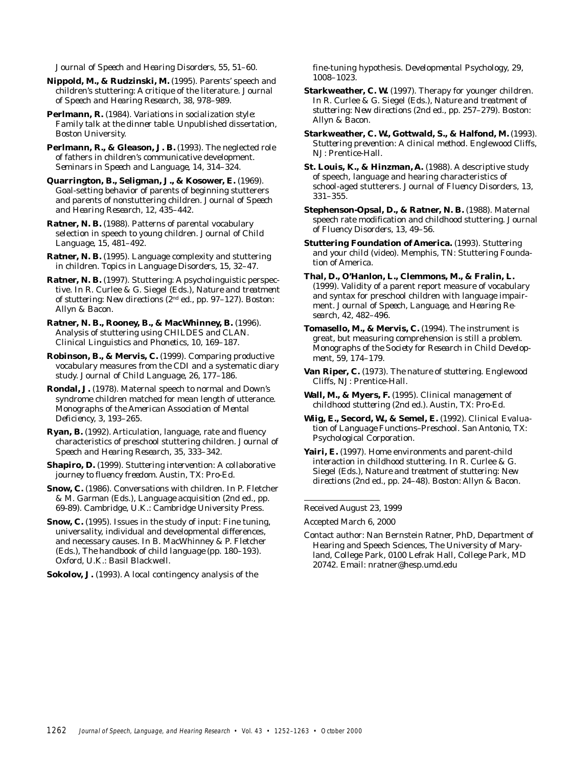*Journal of Speech and Hearing Disorders, 55*, 51–60.

**Nippold, M., & Rudzinski, M.** (1995). Parents' speech and children's stuttering: A critique of the literature. *Journal of Speech and Hearing Research, 38*, 978–989.

**Perlmann, R.** (1984). *Variations in socialization style: Family talk at the dinner table*. Unpublished dissertation, Boston University.

**Perlmann, R., & Gleason, J. B.** (1993). The neglected role of fathers in children's communicative development. *Seminars in Speech and Language, 14*, 314–324.

**Quarrington, B., Seligman, J., & Kosower, E.** (1969). Goal-setting behavior of parents of beginning stutterers and parents of nonstuttering children. *Journal of Speech and Hearing Research, 12*, 435–442.

**Ratner, N. B.** (1988). Patterns of parental vocabulary selection in speech to young children. *Journal of Child Language, 15*, 481–492.

**Ratner, N. B.** (1995). Language complexity and stuttering in children. *Topics in Language Disorders, 15*, 32–47.

**Ratner, N. B.** (1997). Stuttering: A psycholinguistic perspective. In R. Curlee & G. Siegel (Eds.), *Nature and treatment of stuttering: New directions* (2nd ed., pp. 97–127). Boston: Allyn & Bacon.

**Ratner, N. B., Rooney, B., & MacWhinney, B.** (1996). Analysis of stuttering using CHILDES and CLAN. *Clinical Linguistics and Phonetics, 10*, 169–187.

**Robinson, B., & Mervis, C.** (1999). Comparing productive vocabulary measures from the CDI and a systematic diary study. *Journal of Child Language, 26*, 177–186.

**Rondal, J.** (1978). Maternal speech to normal and Down's syndrome children matched for mean length of utterance. *Monographs of the American Association of Mental Deficiency, 3*, 193–265.

**Ryan, B.** (1992). Articulation, language, rate and fluency characteristics of preschool stuttering children. *Journal of Speech and Hearing Research, 35*, 333–342.

**Shapiro, D.** (1999). *Stuttering intervention: A collaborative journey to fluency freedom*. Austin, TX: Pro-Ed.

**Snow, C.** (1986). Conversations with children. In P. Fletcher & M. Garman (Eds.), *Language acquisition* (2nd ed., pp. 69-89). Cambridge, U.K.: Cambridge University Press.

**Snow, C.** (1995). Issues in the study of input: Fine tuning, universality, individual and developmental differences, and necessary causes. In B. MacWhinney & P. Fletcher (Eds.), *The handbook of child language* (pp. 180–193). Oxford, U.K.: Basil Blackwell.

**Sokolov, J.** (1993). A local contingency analysis of the fine-tuning hypothesis. *Developmental Psychology, 29*, 1008–1023.

**Starkweather, C. W.** (1997). Therapy for younger children. In R. Curlee & G. Siegel (Eds.), *Nature and treatment of stuttering: New directions* (2nd ed., pp. 257–279). Boston: Allyn & Bacon.

**Starkweather, C. W., Gottwald, S., & Halfond, M.** (1993). *Stuttering prevention: A clinical method*. Englewood Cliffs, NJ: Prentice-Hall.

**St. Louis, K., & Hinzman, A.** (1988). A descriptive study of speech, language and hearing characteristics of school-aged stutterers. *Journal of Fluency Disorders, 13*, 331–355.

**Stephenson-Opsal, D., & Ratner, N. B.** (1988). Maternal speech rate modification and childhood stuttering. *Journal of Fluency Disorders, 13*, 49–56.

**Stuttering Foundation of America.** (1993). *Stuttering and your child* (video). Memphis, TN: Stuttering Foundation of America.

**Thal, D., O'Hanlon, L., Clemmons, M., & Fralin, L.** (1999). Validity of a parent report measure of vocabulary and syntax for preschool children with language impairment. *Journal of Speech, Language, and Hearing Research, 42*, 482–496.

**Tomasello, M., & Mervis, C.** (1994). The instrument is great, but measuring comprehension is still a problem. *Monographs of the Society for Research in Child Development, 59*, 174–179.

**Van Riper, C.** (1973). *The nature of stuttering*. Englewood Cliffs, NJ: Prentice-Hall.

**Wall, M., & Myers, F.** (1995). *Clinical management of childhood stuttering* (2nd ed.). Austin, TX: Pro-Ed.

**Wiig, E., Secord, W., & Semel, E.** (1992). *Clinical Evaluation of Language Functions–Preschool*. San Antonio, TX: Psychological Corporation.

**Yairi, E.** (1997). Home environments and parent-child interaction in childhood stuttering. In R. Curlee & G. Siegel (Eds.), *Nature and treatment of stuttering: New directions* (2nd ed., pp. 24–48). Boston: Allyn & Bacon.

---

Received August 23, 1999

Accepted March 6, 2000

Contact author: Nan Bernstein Ratner, PhD, Department of Hearing and Speech Sciences, The University of Maryland, College Park, 0100 Lefrak Hall, College Park, MD 20742. Email: nratner@hesp.umd.edu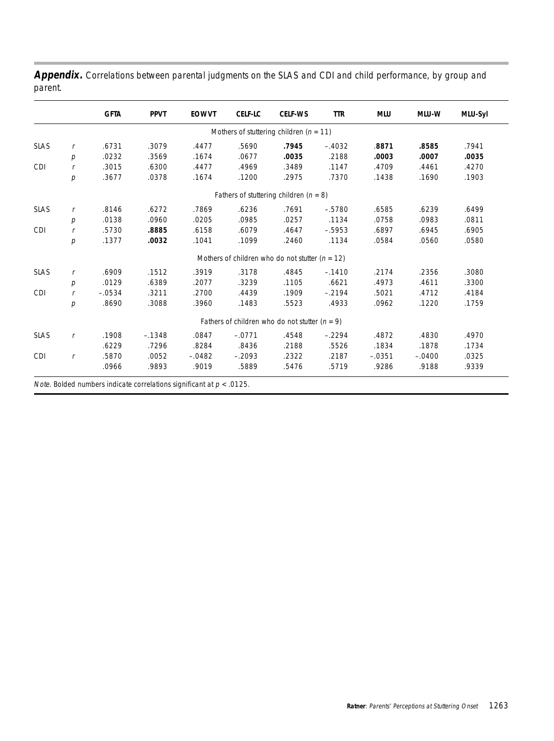**Appendix.** Correlations between parental judgments on the SLAS and CDI and child performance, by group and parent.

| | | GFTA | PPVT | EOWVT | CELF-LC | CELF-WS | TTR | MLU | MLU-W | MLU-Syl |
|---|---|---|---|---|---|---|---|---|---|---|
| | | | | | Mothers of stuttering children (*n* = 11) | | | | | |
| SLAS | *r* | .6731 | .3079 | .4477 | .5690 | **.7945** | –.4032 | **.8871** | **.8585** | .7941 |
| | *p* | .0232 | .3569 | .1674 | .0677 | **.0035** | .2188 | **.0003** | **.0007** | **.0035** |
| CDI | *r* | .3015 | .6300 | .4477 | .4969 | .3489 | .1147 | .4709 | .4461 | .4270 |
| | *p* | .3677 | .0378 | .1674 | .1200 | .2975 | .7370 | .1438 | .1690 | .1903 |
| | | | | | Fathers of stuttering children (*n* = 8) | | | | | |
| SLAS | *r* | .8146 | .6272 | .7869 | .6236 | .7691 | –.5780 | .6585 | .6239 | .6499 |
| | *p* | .0138 | .0960 | .0205 | .0985 | .0257 | .1134 | .0758 | .0983 | .0811 |
| CDI | *r* | .5730 | **.8885** | .6158 | .6079 | .4647 | –.5953 | .6897 | .6945 | .6905 |
| | *p* | .1377 | **.0032** | .1041 | .1099 | .2460 | .1134 | .0584 | .0560 | .0580 |
| | | | | | Mothers of children who do not stutter (*n* = 12) | | | | | |
| SLAS | *r* | .6909 | .1512 | .3919 | .3178 | .4845 | –.1410 | .2174 | .2356 | .3080 |
| | *p* | .0129 | .6389 | .2077 | .3239 | .1105 | .6621 | .4973 | .4611 | .3300 |
| CDI | *r* | –.0534 | .3211 | .2700 | .4439 | .1909 | –.2194 | .5021 | .4712 | .4184 |
| | *p* | .8690 | .3088 | .3960 | .1483 | .5523 | .4933 | .0962 | .1220 | .1759 |
| | | | | | Fathers of children who do not stutter (*n* = 9) | | | | | |
| SLAS | *r* | .1908 | –.1348 | .0847 | –.0771 | .4548 | –.2294 | .4872 | .4830 | .4970 |
| | | .6229 | .7296 | .8284 | .8436 | .2188 | .5526 | .1834 | .1878 | .1734 |
| CDI | *r* | .5870 | .0052 | –.0482 | –.2093 | .2322 | .2187 | –.0351 | –.0400 | .0325 |
| | | .0966 | .9893 | .9019 | .5889 | .5476 | .5719 | .9286 | .9188 | .9339 |

*Note.* Bolded numbers indicate correlations significant at $p < .0125$.